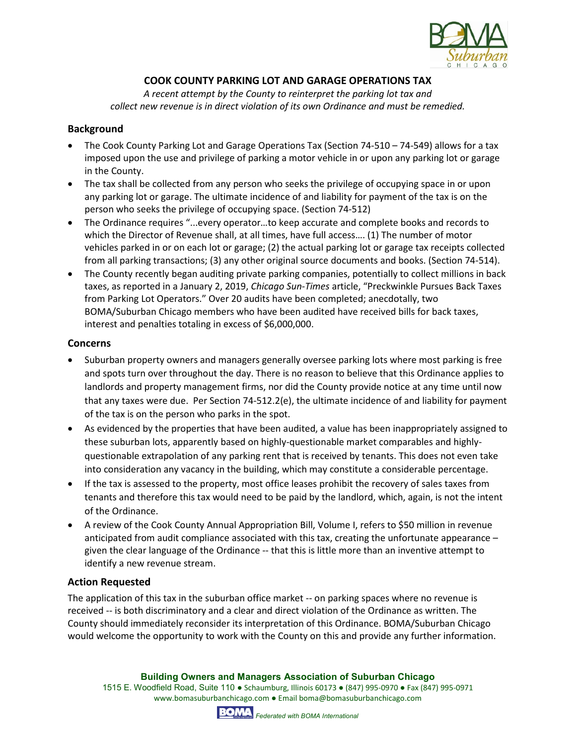# COOK COUNTY PARKING LOT AND GARAGE OPERATIONS TAX

*A recent attempt by the County to reinterpret the parking lot tax and collect new revenue is in direct violation of its own Ordinance and must be remedied.*

## Background

- The Cook County Parking Lot and Garage Operations Tax (Section 74-510 – 74-549) allows for a tax imposed upon the use and privilege of parking a motor vehicle in or upon any parking lot or garage in the County.
- The tax shall be collected from any person who seeks the privilege of occupying space in or upon any parking lot or garage. The ultimate incidence of and liability for payment of the tax is on the person who seeks the privilege of occupying space. (Section 74-512)
- The Ordinance requires "...every operator…to keep accurate and complete books and records to which the Director of Revenue shall, at all times, have full access…. (1) The number of motor vehicles parked in or on each lot or garage; (2) the actual parking lot or garage tax receipts collected from all parking transactions; (3) any other original source documents and books. (Section 74-514).
- The County recently began auditing private parking companies, potentially to collect millions in back taxes, as reported in a January 2, 2019, *Chicago Sun-Times* article, "Preckwinkle Pursues Back Taxes from Parking Lot Operators." Over 20 audits have been completed; anecdotally, two BOMA/Suburban Chicago members who have been audited have received bills for back taxes, interest and penalties totaling in excess of $6,000,000.

## Concerns

- Suburban property owners and managers generally oversee parking lots where most parking is free and spots turn over throughout the day. There is no reason to believe that this Ordinance applies to landlords and property management firms, nor did the County provide notice at any time until now that any taxes were due. Per Section 74-512.2(e), the ultimate incidence of and liability for payment of the tax is on the person who parks in the spot.
- As evidenced by the properties that have been audited, a value has been inappropriately assigned to these suburban lots, apparently based on highly-questionable market comparables and highly-questionable extrapolation of any parking rent that is received by tenants. This does not even take into consideration any vacancy in the building, which may constitute a considerable percentage.
- If the tax is assessed to the property, most office leases prohibit the recovery of sales taxes from tenants and therefore this tax would need to be paid by the landlord, which, again, is not the intent of the Ordinance.
- A review of the Cook County Annual Appropriation Bill, Volume I, refers to $50 million in revenue anticipated from audit compliance associated with this tax, creating the unfortunate appearance – given the clear language of the Ordinance -- that this is little more than an inventive attempt to identify a new revenue stream.

## Action Requested

The application of this tax in the suburban office market -- on parking spaces where no revenue is received -- is both discriminatory and a clear and direct violation of the Ordinance as written. The County should immediately reconsider its interpretation of this Ordinance. BOMA/Suburban Chicago would welcome the opportunity to work with the County on this and provide any further information.

**Building Owners and Managers Association of Suburban Chicago**
1515 E. Woodfield Road, Suite 110 ● Schaumburg, Illinois 60173 ● (847) 995-0970 ● Fax (847) 995-0971
www.bomasuburbanchicago.com ● Email boma@bomasuburbanchicago.com

*Federated with BOMA International*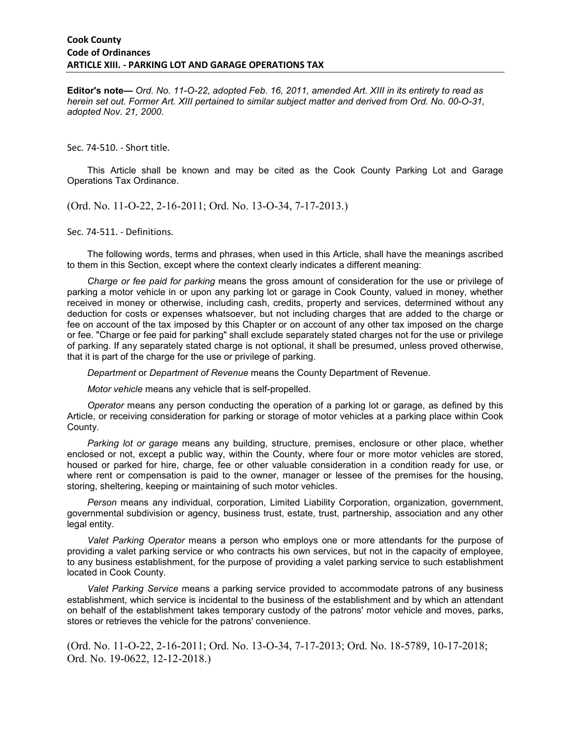**Cook County**
**Code of Ordinances**
**ARTICLE XIII. - PARKING LOT AND GARAGE OPERATIONS TAX**

**Editor's note—** *Ord. No. 11-O-22, adopted Feb. 16, 2011, amended Art. XIII in its entirety to read as herein set out. Former Art. XIII pertained to similar subject matter and derived from Ord. No. 00-O-31, adopted Nov. 21, 2000.*

Sec. 74-510. - Short title.

This Article shall be known and may be cited as the Cook County Parking Lot and Garage Operations Tax Ordinance.

(Ord. No. 11-O-22, 2-16-2011; Ord. No. 13-O-34, 7-17-2013.)

Sec. 74-511. - Definitions.

The following words, terms and phrases, when used in this Article, shall have the meanings ascribed to them in this Section, except where the context clearly indicates a different meaning:

*Charge or fee paid for parking* means the gross amount of consideration for the use or privilege of parking a motor vehicle in or upon any parking lot or garage in Cook County, valued in money, whether received in money or otherwise, including cash, credits, property and services, determined without any deduction for costs or expenses whatsoever, but not including charges that are added to the charge or fee on account of the tax imposed by this Chapter or on account of any other tax imposed on the charge or fee. "Charge or fee paid for parking" shall exclude separately stated charges not for the use or privilege of parking. If any separately stated charge is not optional, it shall be presumed, unless proved otherwise, that it is part of the charge for the use or privilege of parking.

*Department* or *Department of Revenue* means the County Department of Revenue.

*Motor vehicle* means any vehicle that is self-propelled.

*Operator* means any person conducting the operation of a parking lot or garage, as defined by this Article, or receiving consideration for parking or storage of motor vehicles at a parking place within Cook County.

*Parking lot or garage* means any building, structure, premises, enclosure or other place, whether enclosed or not, except a public way, within the County, where four or more motor vehicles are stored, housed or parked for hire, charge, fee or other valuable consideration in a condition ready for use, or where rent or compensation is paid to the owner, manager or lessee of the premises for the housing, storing, sheltering, keeping or maintaining of such motor vehicles.

*Person* means any individual, corporation, Limited Liability Corporation, organization, government, governmental subdivision or agency, business trust, estate, trust, partnership, association and any other legal entity.

*Valet Parking Operator* means a person who employs one or more attendants for the purpose of providing a valet parking service or who contracts his own services, but not in the capacity of employee, to any business establishment, for the purpose of providing a valet parking service to such establishment located in Cook County.

*Valet Parking Service* means a parking service provided to accommodate patrons of any business establishment, which service is incidental to the business of the establishment and by which an attendant on behalf of the establishment takes temporary custody of the patrons' motor vehicle and moves, parks, stores or retrieves the vehicle for the patrons' convenience.

(Ord. No. 11-O-22, 2-16-2011; Ord. No. 13-O-34, 7-17-2013; Ord. No. 18-5789, 10-17-2018; Ord. No. 19-0622, 12-12-2018.)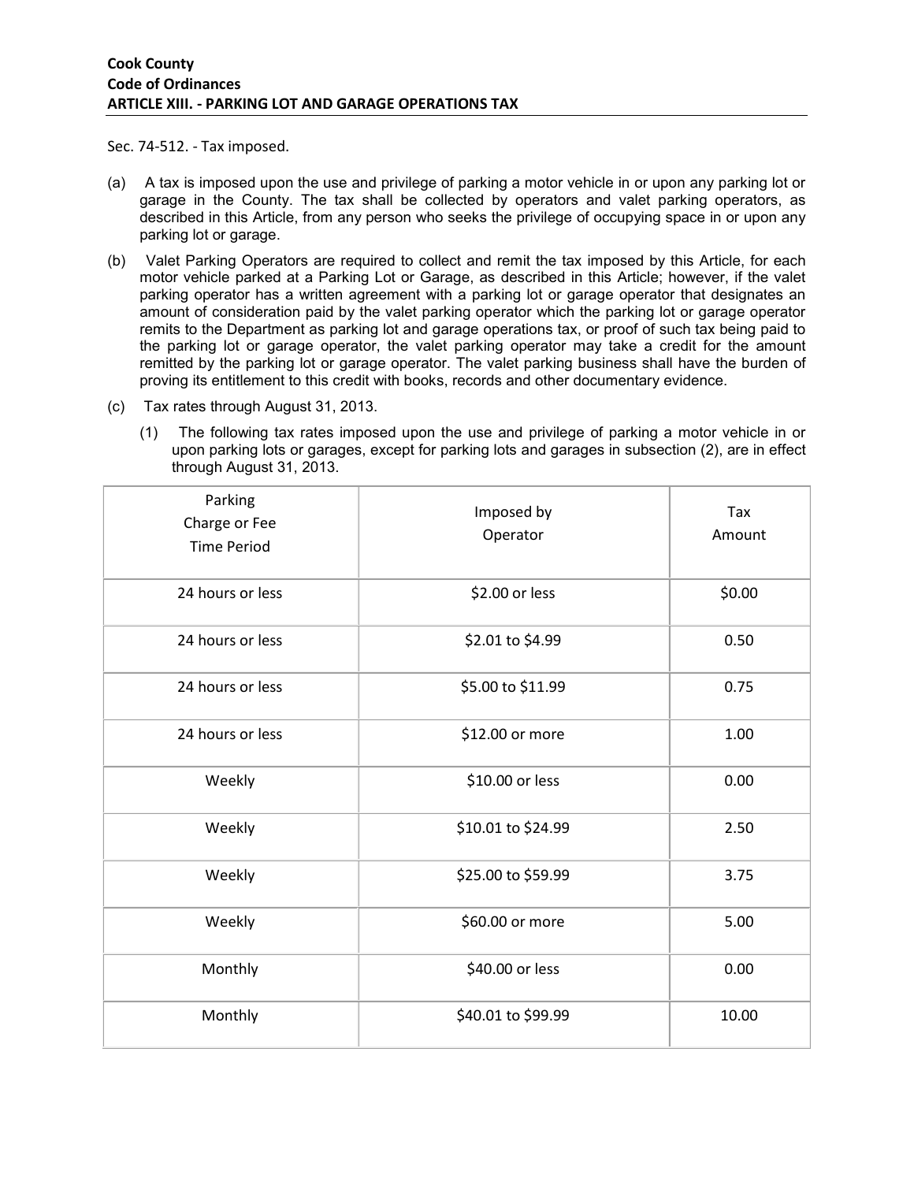**Cook County**
**Code of Ordinances**
**ARTICLE XIII. - PARKING LOT AND GARAGE OPERATIONS TAX**

Sec. 74-512. - Tax imposed.

(a) A tax is imposed upon the use and privilege of parking a motor vehicle in or upon any parking lot or garage in the County. The tax shall be collected by operators and valet parking operators, as described in this Article, from any person who seeks the privilege of occupying space in or upon any parking lot or garage.

(b) Valet Parking Operators are required to collect and remit the tax imposed by this Article, for each motor vehicle parked at a Parking Lot or Garage, as described in this Article; however, if the valet parking operator has a written agreement with a parking lot or garage operator that designates an amount of consideration paid by the valet parking operator which the parking lot or garage operator remits to the Department as parking lot and garage operations tax, or proof of such tax being paid to the parking lot or garage operator, the valet parking operator may take a credit for the amount remitted by the parking lot or garage operator. The valet parking business shall have the burden of proving its entitlement to this credit with books, records and other documentary evidence.

(c) Tax rates through August 31, 2013.

(1) The following tax rates imposed upon the use and privilege of parking a motor vehicle in or upon parking lots or garages, except for parking lots and garages in subsection (2), are in effect through August 31, 2013.

| Parking Charge or Fee Time Period | Imposed by Operator | Tax Amount |
|---|---|---|
| 24 hours or less | $2.00 or less | $0.00 |
| 24 hours or less | $2.01 to $4.99 | 0.50 |
| 24 hours or less | $5.00 to $11.99 | 0.75 |
| 24 hours or less | $12.00 or more | 1.00 |
| Weekly | $10.00 or less | 0.00 |
| Weekly | $10.01 to $24.99 | 2.50 |
| Weekly | $25.00 to $59.99 | 3.75 |
| Weekly | $60.00 or more | 5.00 |
| Monthly | $40.00 or less | 0.00 |
| Monthly | $40.01 to $99.99 | 10.00 |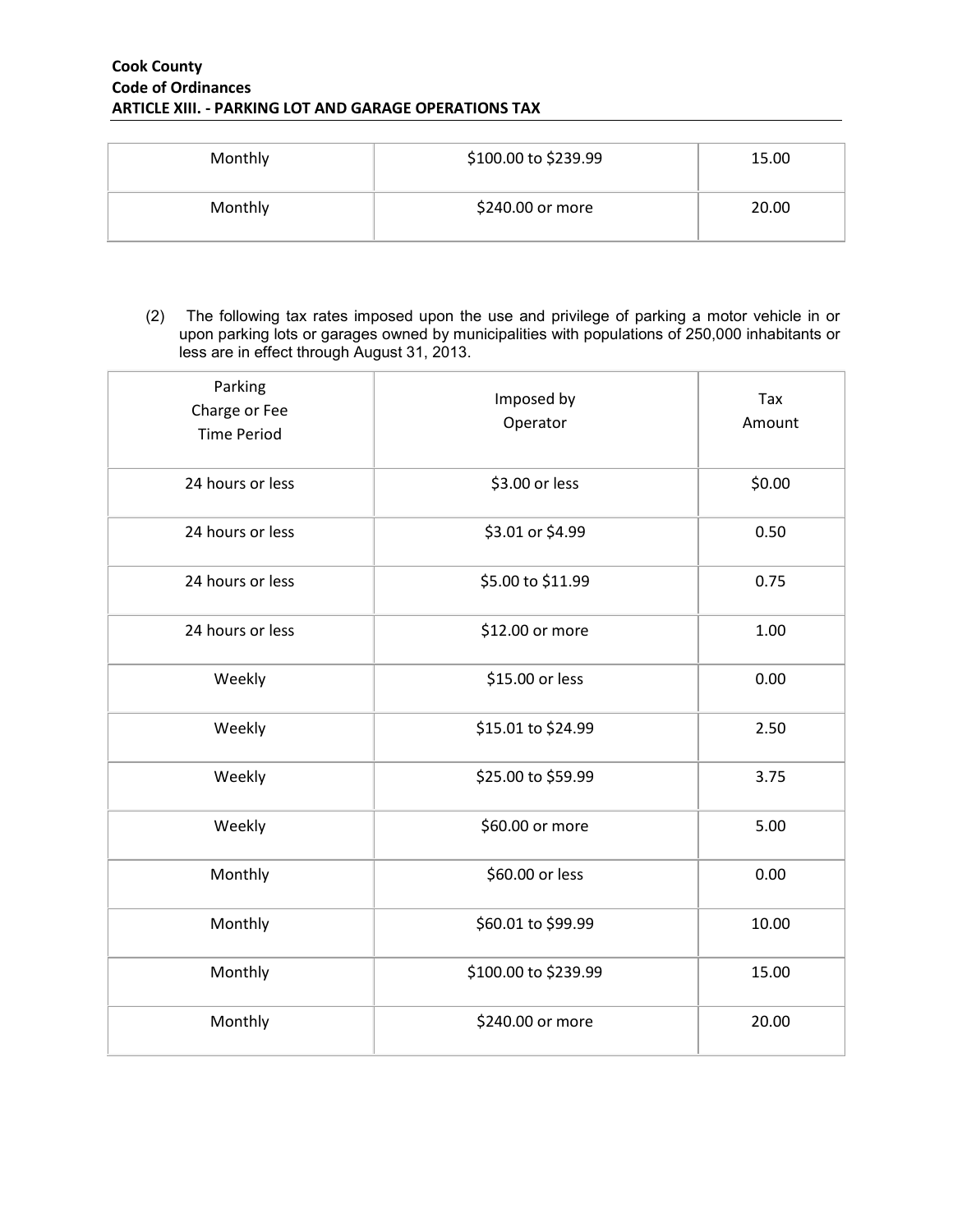| Monthly | $100.00 to $239.99 | 15.00 |
|---|---|---|
| Monthly | $240.00 or more | 20.00 |

(2) The following tax rates imposed upon the use and privilege of parking a motor vehicle in or upon parking lots or garages owned by municipalities with populations of 250,000 inhabitants or less are in effect through August 31, 2013.

| Parking Charge or Fee Time Period | Imposed by Operator | Tax Amount |
|---|---|---|
| 24 hours or less | $3.00 or less | $0.00 |
| 24 hours or less | $3.01 or $4.99 | 0.50 |
| 24 hours or less | $5.00 to $11.99 | 0.75 |
| 24 hours or less | $12.00 or more | 1.00 |
| Weekly | $15.00 or less | 0.00 |
| Weekly | $15.01 to $24.99 | 2.50 |
| Weekly | $25.00 to $59.99 | 3.75 |
| Weekly | $60.00 or more | 5.00 |
| Monthly | $60.00 or less | 0.00 |
| Monthly | $60.01 to $99.99 | 10.00 |
| Monthly | $100.00 to $239.99 | 15.00 |
| Monthly | $240.00 or more | 20.00 |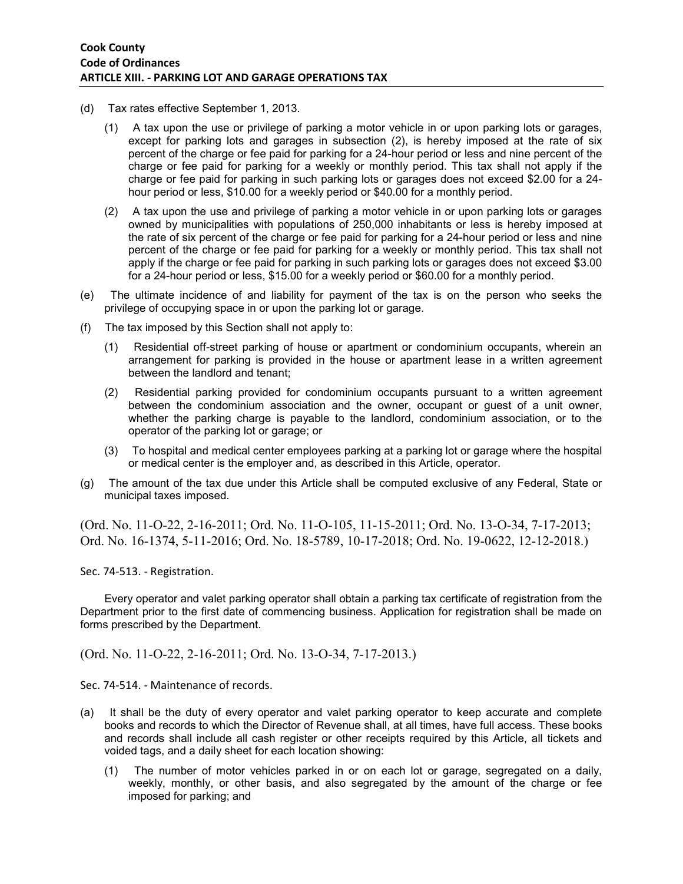(d) Tax rates effective September 1, 2013.

(1) A tax upon the use or privilege of parking a motor vehicle in or upon parking lots or garages, except for parking lots and garages in subsection (2), is hereby imposed at the rate of six percent of the charge or fee paid for parking for a 24-hour period or less and nine percent of the charge or fee paid for parking for a weekly or monthly period. This tax shall not apply if the charge or fee paid for parking in such parking lots or garages does not exceed $2.00 for a 24-hour period or less, $10.00 for a weekly period or $40.00 for a monthly period.

(2) A tax upon the use and privilege of parking a motor vehicle in or upon parking lots or garages owned by municipalities with populations of 250,000 inhabitants or less is hereby imposed at the rate of six percent of the charge or fee paid for parking for a 24-hour period or less and nine percent of the charge or fee paid for parking for a weekly or monthly period. This tax shall not apply if the charge or fee paid for parking in such parking lots or garages does not exceed $3.00 for a 24-hour period or less, $15.00 for a weekly period or $60.00 for a monthly period.

(e) The ultimate incidence of and liability for payment of the tax is on the person who seeks the privilege of occupying space in or upon the parking lot or garage.

(f) The tax imposed by this Section shall not apply to:

(1) Residential off-street parking of house or apartment or condominium occupants, wherein an arrangement for parking is provided in the house or apartment lease in a written agreement between the landlord and tenant;

(2) Residential parking provided for condominium occupants pursuant to a written agreement between the condominium association and the owner, occupant or guest of a unit owner, whether the parking charge is payable to the landlord, condominium association, or to the operator of the parking lot or garage; or

(3) To hospital and medical center employees parking at a parking lot or garage where the hospital or medical center is the employer and, as described in this Article, operator.

(g) The amount of the tax due under this Article shall be computed exclusive of any Federal, State or municipal taxes imposed.

(Ord. No. 11-O-22, 2-16-2011; Ord. No. 11-O-105, 11-15-2011; Ord. No. 13-O-34, 7-17-2013; Ord. No. 16-1374, 5-11-2016; Ord. No. 18-5789, 10-17-2018; Ord. No. 19-0622, 12-12-2018.)

Sec. 74-513. - Registration.

Every operator and valet parking operator shall obtain a parking tax certificate of registration from the Department prior to the first date of commencing business. Application for registration shall be made on forms prescribed by the Department.

(Ord. No. 11-O-22, 2-16-2011; Ord. No. 13-O-34, 7-17-2013.)

Sec. 74-514. - Maintenance of records.

(a) It shall be the duty of every operator and valet parking operator to keep accurate and complete books and records to which the Director of Revenue shall, at all times, have full access. These books and records shall include all cash register or other receipts required by this Article, all tickets and voided tags, and a daily sheet for each location showing:

(1) The number of motor vehicles parked in or on each lot or garage, segregated on a daily, weekly, monthly, or other basis, and also segregated by the amount of the charge or fee imposed for parking; and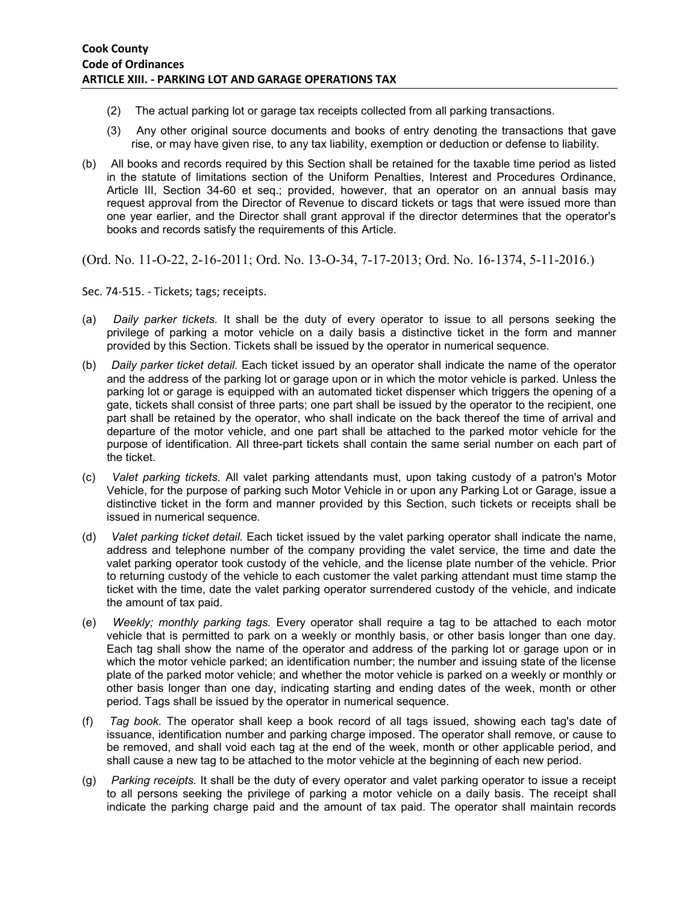(2) The actual parking lot or garage tax receipts collected from all parking transactions.

(3) Any other original source documents and books of entry denoting the transactions that gave rise, or may have given rise, to any tax liability, exemption or deduction or defense to liability.

(b) All books and records required by this Section shall be retained for the taxable time period as listed in the statute of limitations section of the Uniform Penalties, Interest and Procedures Ordinance, Article III, Section 34-60 et seq.; provided, however, that an operator on an annual basis may request approval from the Director of Revenue to discard tickets or tags that were issued more than one year earlier, and the Director shall grant approval if the director determines that the operator's books and records satisfy the requirements of this Article.

(Ord. No. 11-O-22, 2-16-2011; Ord. No. 13-O-34, 7-17-2013; Ord. No. 16-1374, 5-11-2016.)

Sec. 74-515. - Tickets; tags; receipts.

(a) *Daily parker tickets.* It shall be the duty of every operator to issue to all persons seeking the privilege of parking a motor vehicle on a daily basis a distinctive ticket in the form and manner provided by this Section. Tickets shall be issued by the operator in numerical sequence.

(b) *Daily parker ticket detail.* Each ticket issued by an operator shall indicate the name of the operator and the address of the parking lot or garage upon or in which the motor vehicle is parked. Unless the parking lot or garage is equipped with an automated ticket dispenser which triggers the opening of a gate, tickets shall consist of three parts; one part shall be issued by the operator to the recipient, one part shall be retained by the operator, who shall indicate on the back thereof the time of arrival and departure of the motor vehicle, and one part shall be attached to the parked motor vehicle for the purpose of identification. All three-part tickets shall contain the same serial number on each part of the ticket.

(c) *Valet parking tickets.* All valet parking attendants must, upon taking custody of a patron's Motor Vehicle, for the purpose of parking such Motor Vehicle in or upon any Parking Lot or Garage, issue a distinctive ticket in the form and manner provided by this Section, such tickets or receipts shall be issued in numerical sequence.

(d) *Valet parking ticket detail.* Each ticket issued by the valet parking operator shall indicate the name, address and telephone number of the company providing the valet service, the time and date the valet parking operator took custody of the vehicle, and the license plate number of the vehicle. Prior to returning custody of the vehicle to each customer the valet parking attendant must time stamp the ticket with the time, date the valet parking operator surrendered custody of the vehicle, and indicate the amount of tax paid.

(e) *Weekly; monthly parking tags.* Every operator shall require a tag to be attached to each motor vehicle that is permitted to park on a weekly or monthly basis, or other basis longer than one day. Each tag shall show the name of the operator and address of the parking lot or garage upon or in which the motor vehicle parked; an identification number; the number and issuing state of the license plate of the parked motor vehicle; and whether the motor vehicle is parked on a weekly or monthly or other basis longer than one day, indicating starting and ending dates of the week, month or other period. Tags shall be issued by the operator in numerical sequence.

(f) *Tag book.* The operator shall keep a book record of all tags issued, showing each tag's date of issuance, identification number and parking charge imposed. The operator shall remove, or cause to be removed, and shall void each tag at the end of the week, month or other applicable period, and shall cause a new tag to be attached to the motor vehicle at the beginning of each new period.

(g) *Parking receipts.* It shall be the duty of every operator and valet parking operator to issue a receipt to all persons seeking the privilege of parking a motor vehicle on a daily basis. The receipt shall indicate the parking charge paid and the amount of tax paid. The operator shall maintain records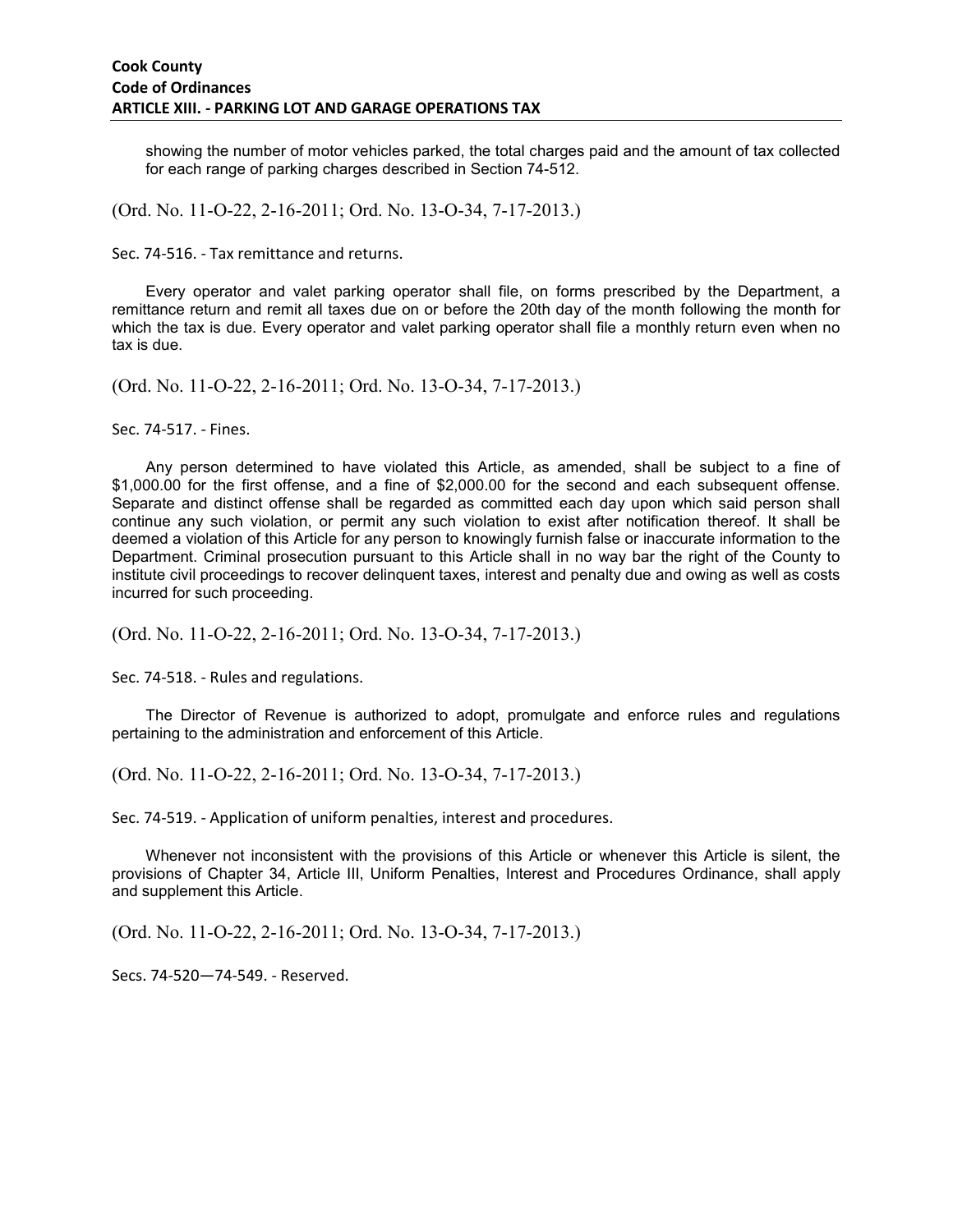showing the number of motor vehicles parked, the total charges paid and the amount of tax collected for each range of parking charges described in Section 74-512.

(Ord. No. 11-O-22, 2-16-2011; Ord. No. 13-O-34, 7-17-2013.)

Sec. 74-516. - Tax remittance and returns.

Every operator and valet parking operator shall file, on forms prescribed by the Department, a remittance return and remit all taxes due on or before the 20th day of the month following the month for which the tax is due. Every operator and valet parking operator shall file a monthly return even when no tax is due.

(Ord. No. 11-O-22, 2-16-2011; Ord. No. 13-O-34, 7-17-2013.)

Sec. 74-517. - Fines.

Any person determined to have violated this Article, as amended, shall be subject to a fine of $1,000.00 for the first offense, and a fine of $2,000.00 for the second and each subsequent offense. Separate and distinct offense shall be regarded as committed each day upon which said person shall continue any such violation, or permit any such violation to exist after notification thereof. It shall be deemed a violation of this Article for any person to knowingly furnish false or inaccurate information to the Department. Criminal prosecution pursuant to this Article shall in no way bar the right of the County to institute civil proceedings to recover delinquent taxes, interest and penalty due and owing as well as costs incurred for such proceeding.

(Ord. No. 11-O-22, 2-16-2011; Ord. No. 13-O-34, 7-17-2013.)

Sec. 74-518. - Rules and regulations.

The Director of Revenue is authorized to adopt, promulgate and enforce rules and regulations pertaining to the administration and enforcement of this Article.

(Ord. No. 11-O-22, 2-16-2011; Ord. No. 13-O-34, 7-17-2013.)

Sec. 74-519. - Application of uniform penalties, interest and procedures.

Whenever not inconsistent with the provisions of this Article or whenever this Article is silent, the provisions of Chapter 34, Article III, Uniform Penalties, Interest and Procedures Ordinance, shall apply and supplement this Article.

(Ord. No. 11-O-22, 2-16-2011; Ord. No. 13-O-34, 7-17-2013.)

Secs. 74-520—74-549. - Reserved.